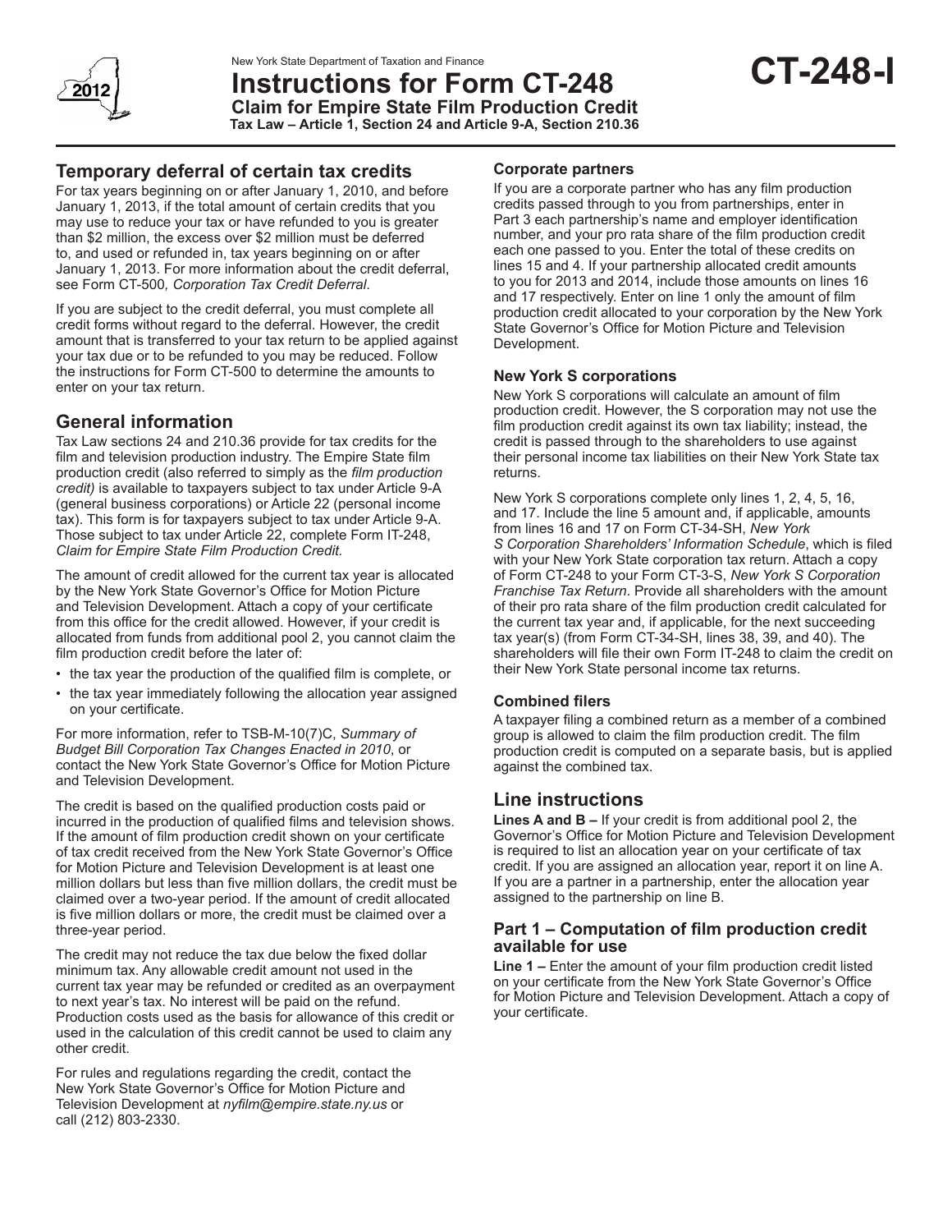New York State Department of Taxation and Finance

# Instructions for Form CT-248

**CT-248-I**

**Claim for Empire State Film Production Credit**

**Tax Law – Article 1, Section 24 and Article 9-A, Section 210.36**

## Temporary deferral of certain tax credits

For tax years beginning on or after January 1, 2010, and before January 1, 2013, if the total amount of certain credits that you may use to reduce your tax or have refunded to you is greater than $2 million, the excess over $2 million must be deferred to, and used or refunded in, tax years beginning on or after January 1, 2013. For more information about the credit deferral, see Form CT-500*, Corporation Tax Credit Deferral*.

If you are subject to the credit deferral, you must complete all credit forms without regard to the deferral. However, the credit amount that is transferred to your tax return to be applied against your tax due or to be refunded to you may be reduced. Follow the instructions for Form CT-500 to determine the amounts to enter on your tax return.

## General information

Tax Law sections 24 and 210.36 provide for tax credits for the film and television production industry. The Empire State film production credit (also referred to simply as the *film production credit)* is available to taxpayers subject to tax under Article 9-A (general business corporations) or Article 22 (personal income tax). This form is for taxpayers subject to tax under Article 9-A. Those subject to tax under Article 22, complete Form IT-248, *Claim for Empire State Film Production Credit.*

The amount of credit allowed for the current tax year is allocated by the New York State Governor's Office for Motion Picture and Television Development. Attach a copy of your certificate from this office for the credit allowed. However, if your credit is allocated from funds from additional pool 2, you cannot claim the film production credit before the later of:

- the tax year the production of the qualified film is complete, or
- the tax year immediately following the allocation year assigned on your certificate.

For more information, refer to TSB-M-10(7)C, *Summary of Budget Bill Corporation Tax Changes Enacted in 2010*, or contact the New York State Governor's Office for Motion Picture and Television Development.

The credit is based on the qualified production costs paid or incurred in the production of qualified films and television shows. If the amount of film production credit shown on your certificate of tax credit received from the New York State Governor's Office for Motion Picture and Television Development is at least one million dollars but less than five million dollars, the credit must be claimed over a two-year period. If the amount of credit allocated is five million dollars or more, the credit must be claimed over a three-year period.

The credit may not reduce the tax due below the fixed dollar minimum tax. Any allowable credit amount not used in the current tax year may be refunded or credited as an overpayment to next year's tax. No interest will be paid on the refund. Production costs used as the basis for allowance of this credit or used in the calculation of this credit cannot be used to claim any other credit.

For rules and regulations regarding the credit, contact the New York State Governor's Office for Motion Picture and Television Development at *nyfilm@empire.state.ny.us* or call (212) 803-2330.

### Corporate partners

If you are a corporate partner who has any film production credits passed through to you from partnerships, enter in Part 3 each partnership's name and employer identification number, and your pro rata share of the film production credit each one passed to you. Enter the total of these credits on lines 15 and 4. If your partnership allocated credit amounts to you for 2013 and 2014, include those amounts on lines 16 and 17 respectively. Enter on line 1 only the amount of film production credit allocated to your corporation by the New York State Governor's Office for Motion Picture and Television Development.

### New York S corporations

New York S corporations will calculate an amount of film production credit. However, the S corporation may not use the film production credit against its own tax liability; instead, the credit is passed through to the shareholders to use against their personal income tax liabilities on their New York State tax returns.

New York S corporations complete only lines 1, 2, 4, 5, 16, and 17. Include the line 5 amount and, if applicable, amounts from lines 16 and 17 on Form CT-34-SH, *New York S Corporation Shareholders' Information Schedule*, which is filed with your New York State corporation tax return. Attach a copy of Form CT-248 to your Form CT-3-S, *New York S Corporation Franchise Tax Return*. Provide all shareholders with the amount of their pro rata share of the film production credit calculated for the current tax year and, if applicable, for the next succeeding tax year(s) (from Form CT-34-SH, lines 38, 39, and 40). The shareholders will file their own Form IT-248 to claim the credit on their New York State personal income tax returns.

### Combined filers

A taxpayer filing a combined return as a member of a combined group is allowed to claim the film production credit. The film production credit is computed on a separate basis, but is applied against the combined tax.

## Line instructions

**Lines A and B –** If your credit is from additional pool 2, the Governor's Office for Motion Picture and Television Development is required to list an allocation year on your certificate of tax credit. If you are assigned an allocation year, report it on line A. If you are a partner in a partnership, enter the allocation year assigned to the partnership on line B.

## Part 1 – Computation of film production credit available for use

**Line 1 –** Enter the amount of your film production credit listed on your certificate from the New York State Governor's Office for Motion Picture and Television Development. Attach a copy of your certificate.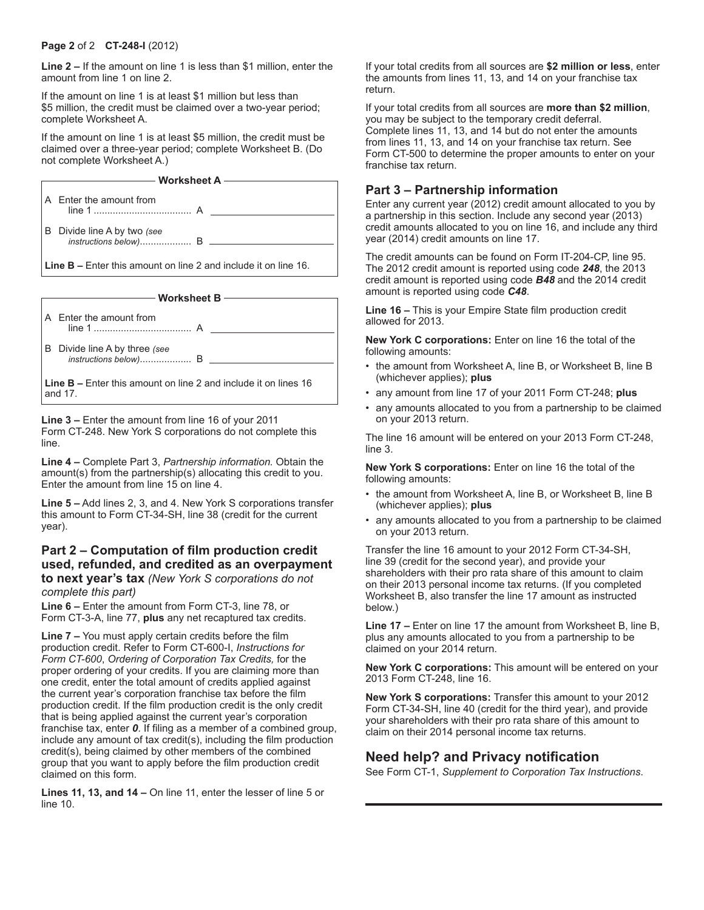**Line 2 –** If the amount on line 1 is less than $1 million, enter the amount from line 1 on line 2.

If the amount on line 1 is at least $1 million but less than $5 million, the credit must be claimed over a two-year period; complete Worksheet A.

If the amount on line 1 is at least $5 million, the credit must be claimed over a three-year period; complete Worksheet B. (Do not complete Worksheet A.)

**Worksheet A**

A Enter the amount from line 1 .................................... A \_\_\_\_\_\_\_\_\_\_\_\_\_\_\_\_\_\_\_\_

B Divide line A by two *(see instructions below)*.................. B \_\_\_\_\_\_\_\_\_\_\_\_\_\_\_\_\_\_\_\_

**Line B –** Enter this amount on line 2 and include it on line 16.

**Worksheet B**

A Enter the amount from line 1 .................................... A \_\_\_\_\_\_\_\_\_\_\_\_\_\_\_\_\_\_\_\_

B Divide line A by three *(see instructions below)*.................. B \_\_\_\_\_\_\_\_\_\_\_\_\_\_\_\_\_\_\_\_

**Line B –** Enter this amount on line 2 and include it on lines 16 and 17.

**Line 3 –** Enter the amount from line 16 of your 2011 Form CT-248. New York S corporations do not complete this line.

**Line 4 –** Complete Part 3, *Partnership information.* Obtain the amount(s) from the partnership(s) allocating this credit to you. Enter the amount from line 15 on line 4.

**Line 5 –** Add lines 2, 3, and 4. New York S corporations transfer this amount to Form CT-34-SH, line 38 (credit for the current year).

## Part 2 – Computation of film production credit used, refunded, and credited as an overpayment to next year's tax *(New York S corporations do not complete this part)*

**Line 6 –** Enter the amount from Form CT-3, line 78, or Form CT-3-A, line 77, **plus** any net recaptured tax credits.

**Line 7 –** You must apply certain credits before the film production credit. Refer to Form CT-600-I, *Instructions for Form CT-600, Ordering of Corporation Tax Credits,* for the proper ordering of your credits. If you are claiming more than one credit, enter the total amount of credits applied against the current year's corporation franchise tax before the film production credit. If the film production credit is the only credit that is being applied against the current year's corporation franchise tax, enter ***0***. If filing as a member of a combined group, include any amount of tax credit(s), including the film production credit(s), being claimed by other members of the combined group that you want to apply before the film production credit claimed on this form.

**Lines 11, 13, and 14 –** On line 11, enter the lesser of line 5 or line 10.

If your total credits from all sources are **$2 million or less**, enter the amounts from lines 11, 13, and 14 on your franchise tax return.

If your total credits from all sources are **more than $2 million**, you may be subject to the temporary credit deferral. Complete lines 11, 13, and 14 but do not enter the amounts from lines 11, 13, and 14 on your franchise tax return. See Form CT-500 to determine the proper amounts to enter on your franchise tax return.

## Part 3 – Partnership information

Enter any current year (2012) credit amount allocated to you by a partnership in this section. Include any second year (2013) credit amounts allocated to you on line 16, and include any third year (2014) credit amounts on line 17.

The credit amounts can be found on Form IT-204-CP, line 95. The 2012 credit amount is reported using code ***248***, the 2013 credit amount is reported using code ***B48*** and the 2014 credit amount is reported using code ***C48***.

**Line 16 –** This is your Empire State film production credit allowed for 2013.

**New York C corporations:** Enter on line 16 the total of the following amounts:

- the amount from Worksheet A, line B, or Worksheet B, line B (whichever applies); **plus**
- any amount from line 17 of your 2011 Form CT-248; **plus**
- any amounts allocated to you from a partnership to be claimed on your 2013 return.

The line 16 amount will be entered on your 2013 Form CT-248, line 3.

**New York S corporations:** Enter on line 16 the total of the following amounts:

- the amount from Worksheet A, line B, or Worksheet B, line B (whichever applies); **plus**
- any amounts allocated to you from a partnership to be claimed on your 2013 return.

Transfer the line 16 amount to your 2012 Form CT-34-SH, line 39 (credit for the second year), and provide your shareholders with their pro rata share of this amount to claim on their 2013 personal income tax returns. (If you completed Worksheet B, also transfer the line 17 amount as instructed below.)

**Line 17 –** Enter on line 17 the amount from Worksheet B, line B, plus any amounts allocated to you from a partnership to be claimed on your 2014 return.

**New York C corporations:** This amount will be entered on your 2013 Form CT-248, line 16.

**New York S corporations:** Transfer this amount to your 2012 Form CT-34-SH, line 40 (credit for the third year), and provide your shareholders with their pro rata share of this amount to claim on their 2014 personal income tax returns.

## Need help? and Privacy notification

See Form CT-1, *Supplement to Corporation Tax Instructions*.